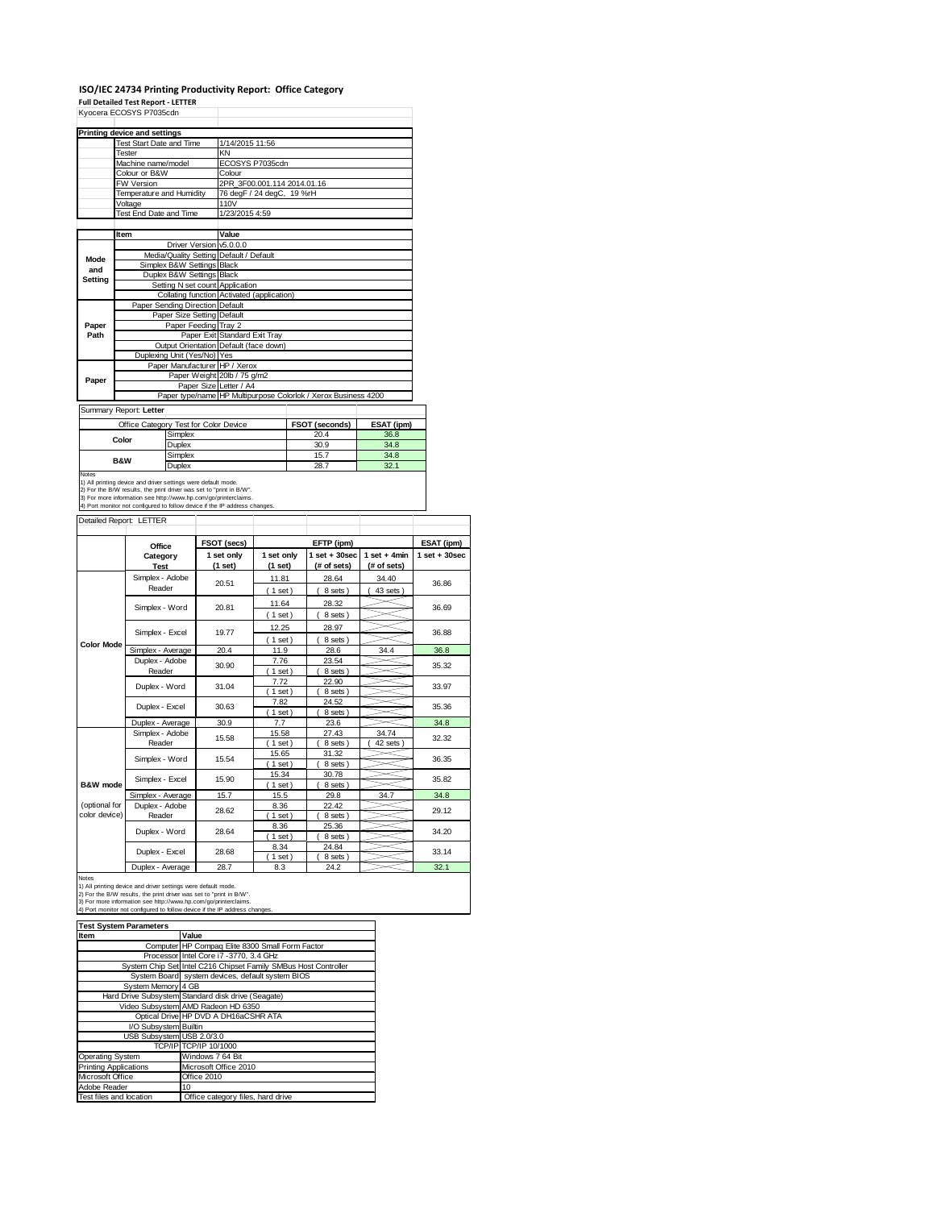# ISO/IEC 24734 Printing Productivity Report: Office Category

**Full Detailed Test Report - LETTER**

Kyocera ECOSYS P7035cdn

| Printing device and settings | |
|---|---|
| Test Start Date and Time | 1/14/2015 11:56 |
| Tester | KN |
| Machine name/model | ECOSYS P7035cdn |
| Colour or B&W | Colour |
| FW Version | 2PR_3F00.001.114 2014.01.16 |
| Temperature and Humidity | 76 degF / 24 degC, 19 %rH |
| Voltage | 110V |
| Test End Date and Time | 1/23/2015 4:59 |

| | Item | Value |
|---|---|---|
| Mode and Setting | Driver Version | v5.0.0.0 |
| | Media/Quality Setting | Default / Default |
| | Simplex B&W Settings | Black |
| | Duplex B&W Settings | Black |
| | Setting N set count | Application |
| | Collating function | Activated (application) |
| Paper Path | Paper Sending Direction | Default |
| | Paper Size Setting | Default |
| | Paper Feeding | Tray 2 |
| | Paper Exit | Standard Exit Tray |
| | Output Orientation | Default (face down) |
| | Duplexing Unit (Yes/No) | Yes |
| Paper | Paper Manufacturer | HP / Xerox |
| | Paper Weight | 20lb / 75 g/m2 |
| | Paper Size | Letter / A4 |
| | Paper type/name | HP Multipurpose Colorlok / Xerox Business 4200 |

Summary Report: **Letter**

| Office Category Test for Color Device | | FSOT (seconds) | ESAT (ipm) |
|---|---|---|---|
| Color | Simplex | 20.4 | 36.8 |
| | Duplex | 30.9 | 34.8 |
| B&W | Simplex | 15.7 | 34.8 |
| | Duplex | 28.7 | 32.1 |

Notes
1) All printing device and driver settings were default mode.
2) For the B/W results, the print driver was set to "print in B/W".
3) For more information see http://www.hp.com/go/printerclaims.
4) Port monitor not configured to follow device if the IP address changes.

Detailed Report: LETTER

| | Office Category Test | FSOT (secs) 1 set only (1 set) | EFTP (ipm) 1 set only (1 set) | EFTP (ipm) 1 set + 30sec (# of sets) | EFTP (ipm) 1 set + 4min (# of sets) | ESAT (ipm) 1 set + 30sec |
|---|---|---|---|---|---|---|
| Color Mode | Simplex - Adobe Reader | 20.51 | 11.81 (1 set) | 28.64 (8 sets) | 34.40 (43 sets) | 36.86 |
| | Simplex - Word | 20.81 | 11.64 (1 set) | 28.32 (8 sets) | | 36.69 |
| | Simplex - Excel | 19.77 | 12.25 (1 set) | 28.97 (8 sets) | | 36.88 |
| | Simplex - Average | 20.4 | 11.9 | 28.6 | 34.4 | 36.8 |
| | Duplex - Adobe Reader | 30.90 | 7.76 (1 set) | 23.54 (8 sets) | | 35.32 |
| | Duplex - Word | 31.04 | 7.72 (1 set) | 22.90 (8 sets) | | 33.97 |
| | Duplex - Excel | 30.63 | 7.82 (1 set) | 24.52 (8 sets) | | 35.36 |
| | Duplex - Average | 30.9 | 7.7 | 23.6 | | 34.8 |
| B&W mode (optional for color device) | Simplex - Adobe Reader | 15.58 | 15.58 (1 set) | 27.43 (8 sets) | 34.74 (42 sets) | 32.32 |
| | Simplex - Word | 15.54 | 15.65 (1 set) | 31.32 (8 sets) | | 36.35 |
| | Simplex - Excel | 15.90 | 15.34 (1 set) | 30.78 (8 sets) | | 35.82 |
| | Simplex - Average | 15.7 | 15.5 | 29.8 | 34.7 | 34.8 |
| | Duplex - Adobe Reader | 28.62 | 8.36 (1 set) | 22.42 (8 sets) | | 29.12 |
| | Duplex - Word | 28.64 | 8.36 (1 set) | 25.36 (8 sets) | | 34.20 |
| | Duplex - Excel | 28.68 | 8.34 (1 set) | 24.84 (8 sets) | | 33.14 |
| | Duplex - Average | 28.7 | 8.3 | 24.2 | | 32.1 |

Notes
1) All printing device and driver settings were default mode.
2) For the B/W results, the print driver was set to "print in B/W".
3) For more information see http://www.hp.com/go/printerclaims.
4) Port monitor not configured to follow device if the IP address changes.

| Test System Parameters | |
|---|---|
| **Item** | **Value** |
| Computer | HP Compaq Elite 8300 Small Form Factor |
| Processor | Intel Core i7 -3770, 3.4 GHz |
| System Chip Set | Intel C216 Chipset Family SMBus Host Controller |
| System Board | system devices, default system BIOS |
| System Memory | 4 GB |
| Hard Drive Subsystem | Standard disk drive (Seagate) |
| Video Subsystem | AMD Radeon HD 6350 |
| Optical Drive | HP DVD A DH16aCSHR ATA |
| I/O Subsystem | Builtin |
| USB Subsystem | USB 2.0/3.0 |
| TCP/IP | TCP/IP 10/1000 |
| Operating System | Windows 7 64 Bit |
| Printing Applications | Microsoft Office 2010 |
| Microsoft Office | Office 2010 |
| Adobe Reader | 10 |
| Test files and location | Office category files, hard drive |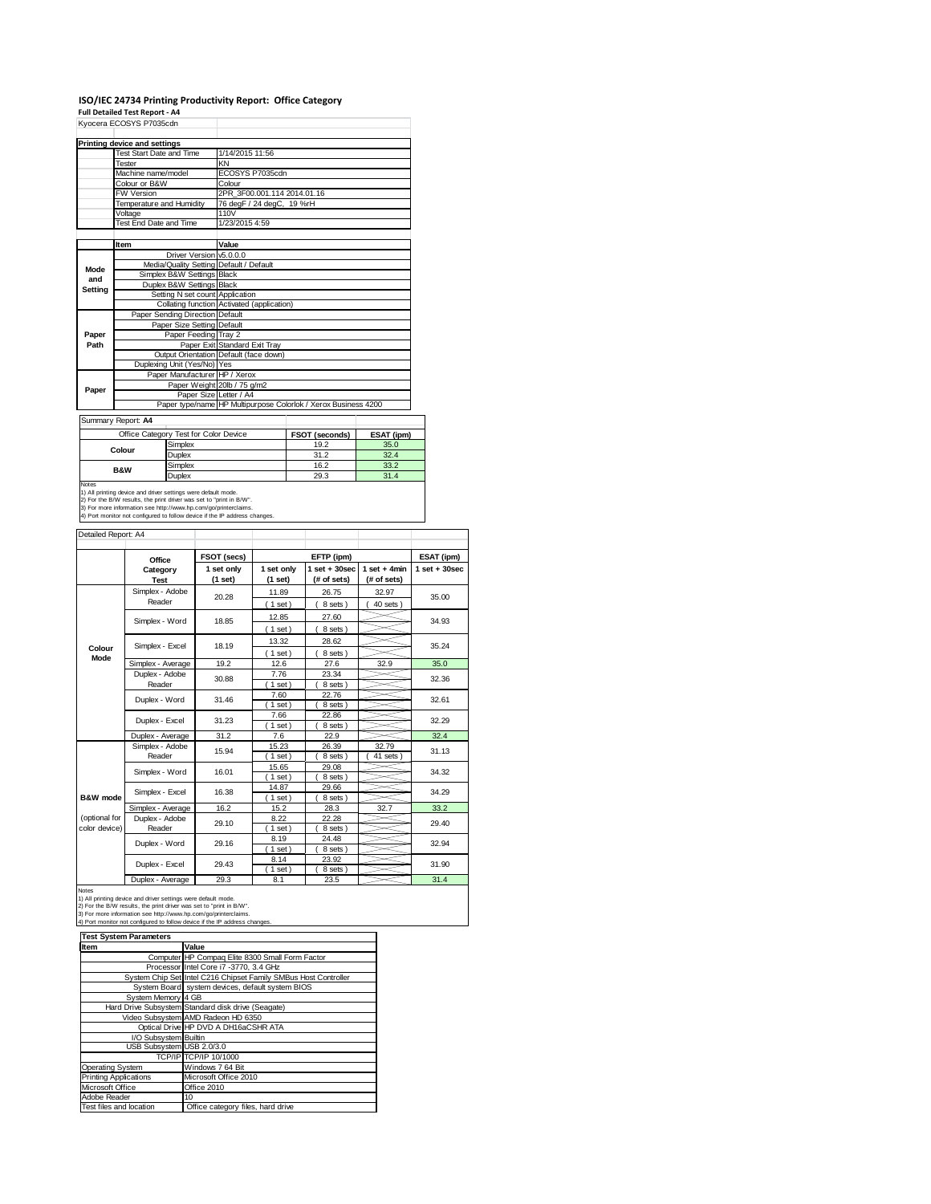# ISO/IEC 24734 Printing Productivity Report: Office Category

**Full Detailed Test Report - A4**

Kyocera ECOSYS P7035cdn

| Printing device and settings | |
|---|---|
| Test Start Date and Time | 1/14/2015 11:56 |
| Tester | KN |
| Machine name/model | ECOSYS P7035cdn |
| Colour or B&W | Colour |
| FW Version | 2PR_3F00.001.114 2014.01.16 |
| Temperature and Humidity | 76 degF / 24 degC, 19 %rH |
| Voltage | 110V |
| Test End Date and Time | 1/23/2015 4:59 |

| | Item | Value |
|---|---|---|
| Mode and Setting | Driver Version | v5.0.0.0 |
| | Media/Quality Setting | Default / Default |
| | Simplex B&W Settings | Black |
| | Duplex B&W Settings | Black |
| | Setting N set count | Application |
| | Collating function | Activated (application) |
| Paper Path | Paper Sending Direction | Default |
| | Paper Size Setting | Default |
| | Paper Feeding | Tray 2 |
| | Paper Exit | Standard Exit Tray |
| | Output Orientation | Default (face down) |
| | Duplexing Unit (Yes/No) | Yes |
| Paper | Paper Manufacturer | HP / Xerox |
| | Paper Weight | 20lb / 75 g/m2 |
| | Paper Size | Letter / A4 |
| | Paper type/name | HP Multipurpose Colorlok / Xerox Business 4200 |

Summary Report: **A4**

| Office Category Test for Color Device | | FSOT (seconds) | ESAT (ipm) |
|---|---|---|---|
| Colour | Simplex | 19.2 | 35.0 |
| | Duplex | 31.2 | 32.4 |
| B&W | Simplex | 16.2 | 33.2 |
| | Duplex | 29.3 | 31.4 |

Notes
1) All printing device and driver settings were default mode.
2) For the B/W results, the print driver was set to "print in B/W".
3) For more information see http://www.hp.com/go/printerclaims.
4) Port monitor not configured to follow device if the IP address changes.

Detailed Report: A4

| | Office Category Test | FSOT (secs) 1 set only (1 set) | EFTP (ipm) 1 set only (1 set) | EFTP (ipm) 1 set + 30sec (# of sets) | EFTP (ipm) 1 set + 4min (# of sets) | ESAT (ipm) 1 set + 30sec |
|---|---|---|---|---|---|---|
| Colour Mode | Simplex - Adobe Reader | 20.28 | 11.89 (1 set) | 26.75 (8 sets) | 32.97 (40 sets) | 35.00 |
| | Simplex - Word | 18.85 | 12.85 (1 set) | 27.60 (8 sets) | | 34.93 |
| | Simplex - Excel | 18.19 | 13.32 (1 set) | 28.62 (8 sets) | | 35.24 |
| | Simplex - Average | 19.2 | 12.6 | 27.6 | 32.9 | 35.0 |
| | Duplex - Adobe Reader | 30.88 | 7.76 (1 set) | 23.34 (8 sets) | | 32.36 |
| | Duplex - Word | 31.46 | 7.60 (1 set) | 22.76 (8 sets) | | 32.61 |
| | Duplex - Excel | 31.23 | 7.66 (1 set) | 22.86 (8 sets) | | 32.29 |
| | Duplex - Average | 31.2 | 7.6 | 22.9 | | 32.4 |
| B&W mode (optional for color device) | Simplex - Adobe Reader | 15.94 | 15.23 (1 set) | 26.39 (8 sets) | 32.79 (41 sets) | 31.13 |
| | Simplex - Word | 16.01 | 15.65 (1 set) | 29.08 (8 sets) | | 34.32 |
| | Simplex - Excel | 16.38 | 14.87 (1 set) | 29.66 (8 sets) | | 34.29 |
| | Simplex - Average | 16.2 | 15.2 | 28.3 | 32.7 | 33.2 |
| | Duplex - Adobe Reader | 29.10 | 8.22 (1 set) | 22.28 (8 sets) | | 29.40 |
| | Duplex - Word | 29.16 | 8.19 (1 set) | 24.48 (8 sets) | | 32.94 |
| | Duplex - Excel | 29.43 | 8.14 (1 set) | 23.92 (8 sets) | | 31.90 |
| | Duplex - Average | 29.3 | 8.1 | 23.5 | | 31.4 |

Notes
1) All printing device and driver settings were default mode.
2) For the B/W results, the print driver was set to "print in B/W".
3) For more information see http://www.hp.com/go/printerclaims.
4) Port monitor not configured to follow device if the IP address changes.

| Test System Parameters | |
|---|---|
| **Item** | **Value** |
| Computer | HP Compaq Elite 8300 Small Form Factor |
| Processor | Intel Core i7 -3770, 3.4 GHz |
| System Chip Set | Intel C216 Chipset Family SMBus Host Controller |
| System Board | system devices, default system BIOS |
| System Memory | 4 GB |
| Hard Drive Subsystem | Standard disk drive (Seagate) |
| Video Subsystem | AMD Radeon HD 6350 |
| Optical Drive | HP DVD A DH16aCSHR ATA |
| I/O Subsystem | Builtin |
| USB Subsystem | USB 2.0/3.0 |
| TCP/IP | TCP/IP 10/1000 |
| Operating System | Windows 7 64 Bit |
| Printing Applications | Microsoft Office 2010 |
| Microsoft Office | Office 2010 |
| Adobe Reader | 10 |
| Test files and location | Office category files, hard drive |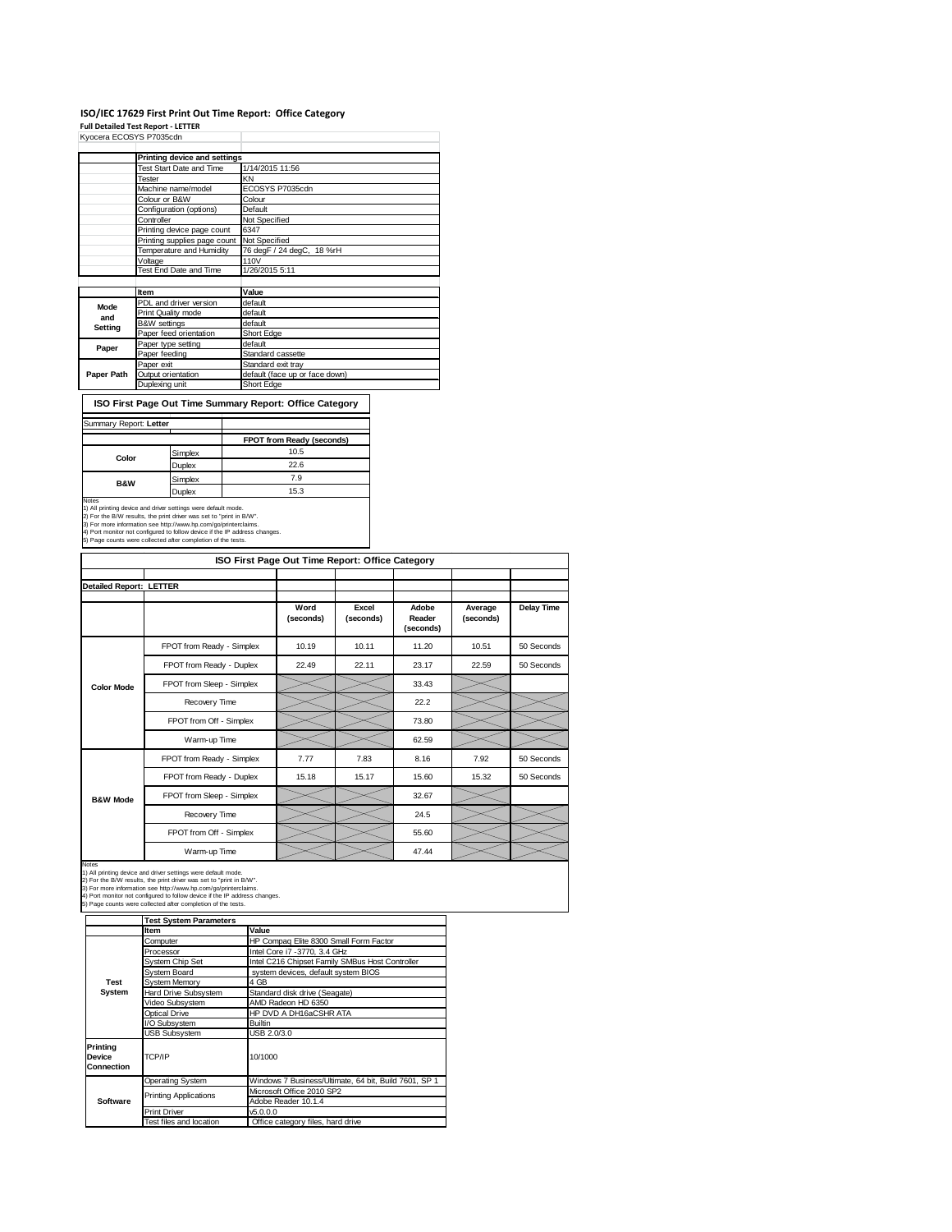# ISO/IEC 17629 First Print Out Time Report: Office Category

**Full Detailed Test Report - LETTER**

Kyocera ECOSYS P7035cdn

| | Printing device and settings | |
|---|---|---|
| | Test Start Date and Time | 1/14/2015 11:56 |
| | Tester | KN |
| | Machine name/model | ECOSYS P7035cdn |
| | Colour or B&W | Colour |
| | Configuration (options) | Default |
| | Controller | Not Specified |
| | Printing device page count | 6347 |
| | Printing supplies page count | Not Specified |
| | Temperature and Humidity | 76 degF / 24 degC, 18 %rH |
| | Voltage | 110V |
| | Test End Date and Time | 1/26/2015 5:11 |

| | Item | Value |
|---|---|---|
| Mode and Setting | PDL and driver version | default |
| | Print Quality mode | default |
| | B&W settings | default |
| | Paper feed orientation | Short Edge |
| Paper | Paper type setting | default |
| | Paper feeding | Standard cassette |
| Paper Path | Paper exit | Standard exit tray |
| | Output orientation | default (face up or face down) |
| | Duplexing unit | Short Edge |

## ISO First Page Out Time Summary Report: Office Category

Summary Report: **Letter**

| | | FPOT from Ready (seconds) |
|---|---|---|
| Color | Simplex | 10.5 |
| | Duplex | 22.6 |
| B&W | Simplex | 7.9 |
| | Duplex | 15.3 |

Notes
1) All printing device and driver settings were default mode.
2) For the B/W results, the print driver was set to "print in B/W".
3) For more information see http://www.hp.com/go/printerclaims.
4) Port monitor not configured to follow device if the IP address changes.
5) Page counts were collected after completion of the tests.

## ISO First Page Out Time Report: Office Category

**Detailed Report: LETTER**

| | | Word (seconds) | Excel (seconds) | Adobe Reader (seconds) | Average (seconds) | Delay Time |
|---|---|---|---|---|---|---|
| Color Mode | FPOT from Ready - Simplex | 10.19 | 10.11 | 11.20 | 10.51 | 50 Seconds |
| | FPOT from Ready - Duplex | 22.49 | 22.11 | 23.17 | 22.59 | 50 Seconds |
| | FPOT from Sleep - Simplex | | | 33.43 | | |
| | Recovery Time | | | 22.2 | | |
| | FPOT from Off - Simplex | | | 73.80 | | |
| | Warm-up Time | | | 62.59 | | |
| B&W Mode | FPOT from Ready - Simplex | 7.77 | 7.83 | 8.16 | 7.92 | 50 Seconds |
| | FPOT from Ready - Duplex | 15.18 | 15.17 | 15.60 | 15.32 | 50 Seconds |
| | FPOT from Sleep - Simplex | | | 32.67 | | |
| | Recovery Time | | | 24.5 | | |
| | FPOT from Off - Simplex | | | 55.60 | | |
| | Warm-up Time | | | 47.44 | | |

Notes
1) All printing device and driver settings were default mode.
2) For the B/W results, the print driver was set to "print in B/W".
3) For more information see http://www.hp.com/go/printerclaims.
4) Port monitor not configured to follow device if the IP address changes.
5) Page counts were collected after completion of the tests.

| | Test System Parameters | |
|---|---|---|
| | Item | Value |
| Test System | Computer | HP Compaq Elite 8300 Small Form Factor |
| | Processor | Intel Core i7 -3770, 3.4 GHz |
| | System Chip Set | Intel C216 Chipset Family SMBus Host Controller |
| | System Board | system devices, default system BIOS |
| | System Memory | 4 GB |
| | Hard Drive Subsystem | Standard disk drive (Seagate) |
| | Video Subsystem | AMD Radeon HD 6350 |
| | Optical Drive | HP DVD A DH16aCSHR ATA |
| | I/O Subsystem | Builtin |
| | USB Subsystem | USB 2.0/3.0 |
| Printing Device Connection | TCP/IP | 10/1000 |
| Software | Operating System | Windows 7 Business/Ultimate, 64 bit, Build 7601, SP 1 |
| | Printing Applications | Microsoft Office 2010 SP2 |
| | | Adobe Reader 10.1.4 |
| | Print Driver | v5.0.0.0 |
| | Test files and location | Office category files, hard drive |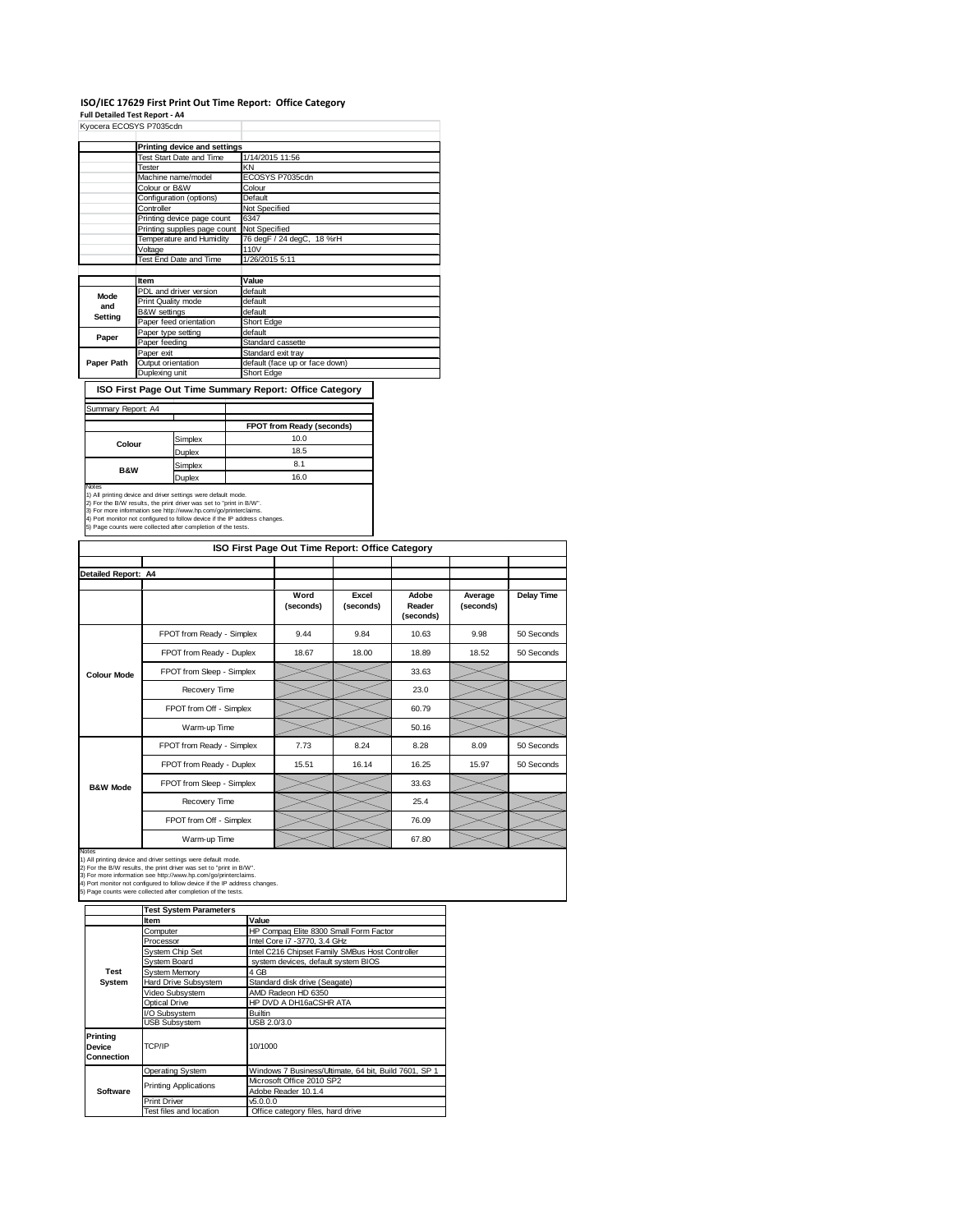# ISO/IEC 17629 First Print Out Time Report: Office Category

**Full Detailed Test Report - A4**

Kyocera ECOSYS P7035cdn

| | | |
|---|---|---|
| | **Printing device and settings** | |
| | Test Start Date and Time | 1/14/2015 11:56 |
| | Tester | KN |
| | Machine name/model | ECOSYS P7035cdn |
| | Colour or B&W | Colour |
| | Configuration (options) | Default |
| | Controller | Not Specified |
| | Printing device page count | 6347 |
| | Printing supplies page count | Not Specified |
| | Temperature and Humidity | 76 degF / 24 degC, 18 %rH |
| | Voltage | 110V |
| | Test End Date and Time | 1/26/2015 5:11 |

| | | |
|---|---|---|
| | **Item** | **Value** |
| **Mode and Setting** | PDL and driver version | default |
| | Print Quality mode | default |
| | B&W settings | default |
| | Paper feed orientation | Short Edge |
| **Paper** | Paper type setting | default |
| | Paper feeding | Standard cassette |
| **Paper Path** | Paper exit | Standard exit tray |
| | Output orientation | default (face up or face down) |
| | Duplexing unit | Short Edge |

## ISO First Page Out Time Summary Report: Office Category

Summary Report: A4

| | | FPOT from Ready (seconds) |
|---|---|---|
| **Colour** | Simplex | 10.0 |
| | Duplex | 18.5 |
| **B&W** | Simplex | 8.1 |
| | Duplex | 16.0 |

Notes
1) All printing device and driver settings were default mode.
2) For the B/W results, the print driver was set to "print in B/W".
3) For more information see http://www.hp.com/go/printerclaims.
4) Port monitor not configured to follow device if the IP address changes.
5) Page counts were collected after completion of the tests.

## ISO First Page Out Time Report: Office Category

Detailed Report: A4

| | | Word (seconds) | Excel (seconds) | Adobe Reader (seconds) | Average (seconds) | Delay Time |
|---|---|---|---|---|---|---|
| **Colour Mode** | FPOT from Ready - Simplex | 9.44 | 9.84 | 10.63 | 9.98 | 50 Seconds |
| | FPOT from Ready - Duplex | 18.67 | 18.00 | 18.89 | 18.52 | 50 Seconds |
| | FPOT from Sleep - Simplex | | | 33.63 | | |
| | Recovery Time | | | 23.0 | | |
| | FPOT from Off - Simplex | | | 60.79 | | |
| | Warm-up Time | | | 50.16 | | |
| **B&W Mode** | FPOT from Ready - Simplex | 7.73 | 8.24 | 8.28 | 8.09 | 50 Seconds |
| | FPOT from Ready - Duplex | 15.51 | 16.14 | 16.25 | 15.97 | 50 Seconds |
| | FPOT from Sleep - Simplex | | | 33.63 | | |
| | Recovery Time | | | 25.4 | | |
| | FPOT from Off - Simplex | | | 76.09 | | |
| | Warm-up Time | | | 67.80 | | |

Notes
1) All printing device and driver settings were default mode.
2) For the B/W results, the print driver was set to "print in B/W".
3) For more information see http://www.hp.com/go/printerclaims.
4) Port monitor not configured to follow device if the IP address changes.
5) Page counts were collected after completion of the tests.

| | | |
|---|---|---|
| | **Test System Parameters** | |
| | **Item** | **Value** |
| **Test System** | Computer | HP Compaq Elite 8300 Small Form Factor |
| | Processor | Intel Core i7 -3770, 3.4 GHz |
| | System Chip Set | Intel C216 Chipset Family SMBus Host Controller |
| | System Board | system devices, default system BIOS |
| | System Memory | 4 GB |
| | Hard Drive Subsystem | Standard disk drive (Seagate) |
| | Video Subsystem | AMD Radeon HD 6350 |
| | Optical Drive | HP DVD A DH16aCSHR ATA |
| | I/O Subsystem | Builtin |
| | USB Subsystem | USB 2.0/3.0 |
| **Printing Device Connection** | TCP/IP | 10/1000 |
| **Software** | Operating System | Windows 7 Business/Ultimate, 64 bit, Build 7601, SP 1 |
| | Printing Applications | Microsoft Office 2010 SP2 |
| | | Adobe Reader 10.1.4 |
| | Print Driver | v5.0.0.0 |
| | Test files and location | Office category files, hard drive |